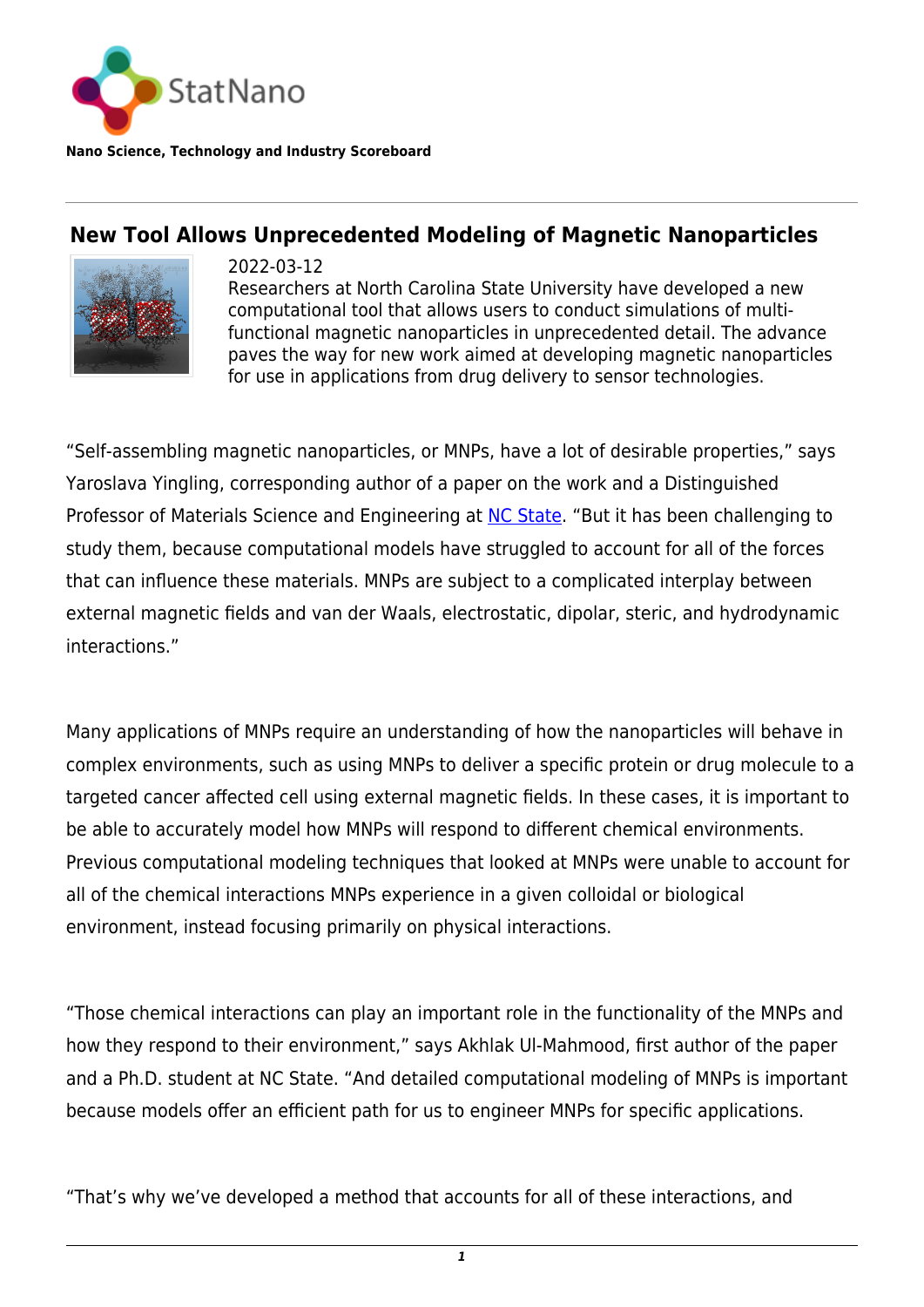Nano Science, Technology and Industry Scoreboard

# New Tool Allows Unprecedented Modeling of Magnetic Nanoparticles

2022-03-12

Researchers at North Carolina State University have developed a new computational tool that allows users to conduct simulations of multi-functional magnetic nanoparticles in unprecedented detail. The advance paves the way for new work aimed at developing magnetic nanoparticles for use in applications from drug delivery to sensor technologies.

“Self-assembling magnetic nanoparticles, or MNPs, have a lot of desirable properties,” says Yaroslava Yingling, corresponding author of a paper on the work and a Distinguished Professor of Materials Science and Engineering at NC State. “But it has been challenging to study them, because computational models have struggled to account for all of the forces that can influence these materials. MNPs are subject to a complicated interplay between external magnetic fields and van der Waals, electrostatic, dipolar, steric, and hydrodynamic interactions.”

Many applications of MNPs require an understanding of how the nanoparticles will behave in complex environments, such as using MNPs to deliver a specific protein or drug molecule to a targeted cancer affected cell using external magnetic fields. In these cases, it is important to be able to accurately model how MNPs will respond to different chemical environments. Previous computational modeling techniques that looked at MNPs were unable to account for all of the chemical interactions MNPs experience in a given colloidal or biological environment, instead focusing primarily on physical interactions.

“Those chemical interactions can play an important role in the functionality of the MNPs and how they respond to their environment,” says Akhlak Ul-Mahmood, first author of the paper and a Ph.D. student at NC State. “And detailed computational modeling of MNPs is important because models offer an efficient path for us to engineer MNPs for specific applications.

“That’s why we’ve developed a method that accounts for all of these interactions, and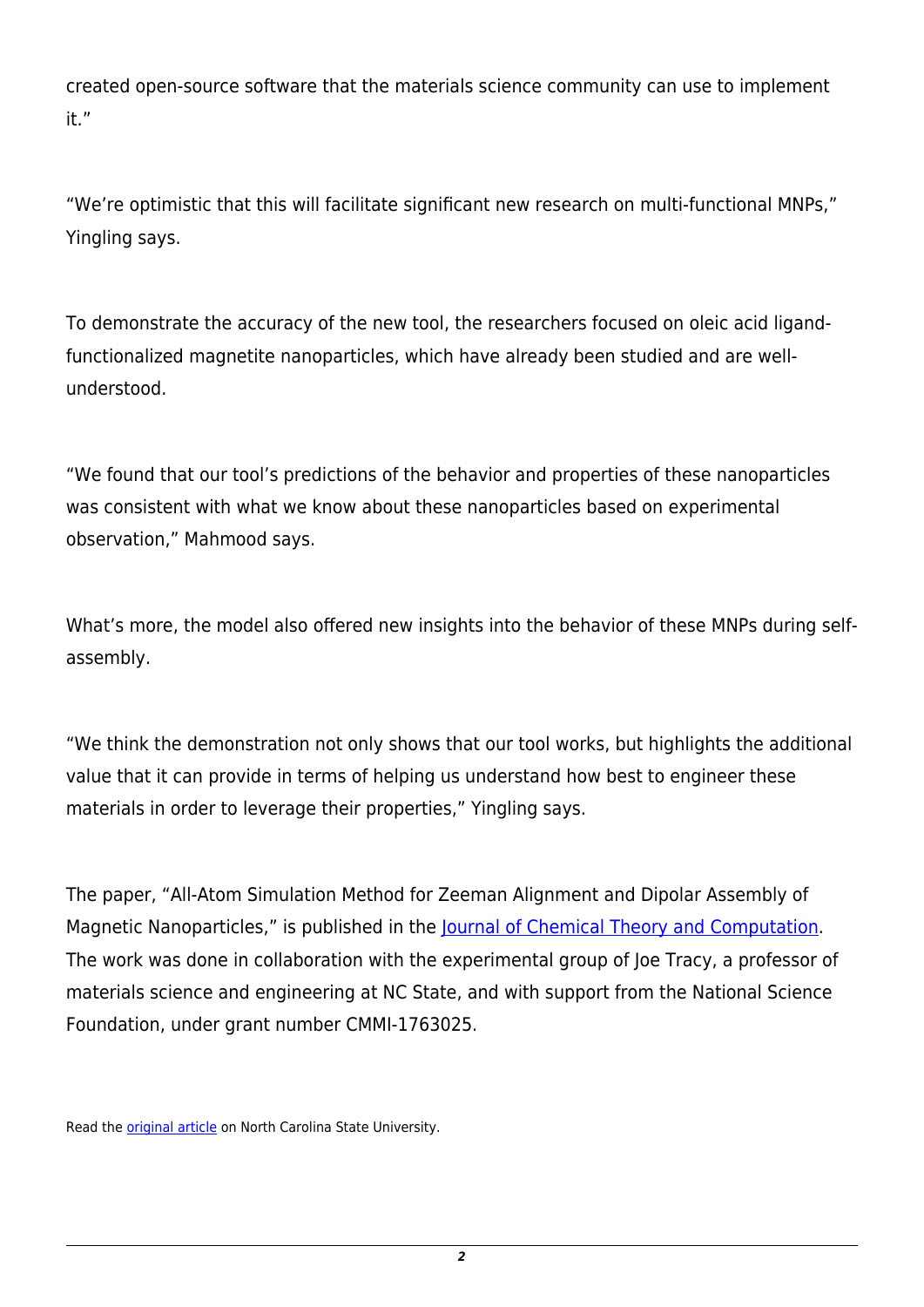created open-source software that the materials science community can use to implement it."

"We're optimistic that this will facilitate significant new research on multi-functional MNPs," Yingling says.

To demonstrate the accuracy of the new tool, the researchers focused on oleic acid ligand-functionalized magnetite nanoparticles, which have already been studied and are well-understood.

"We found that our tool's predictions of the behavior and properties of these nanoparticles was consistent with what we know about these nanoparticles based on experimental observation," Mahmood says.

What's more, the model also offered new insights into the behavior of these MNPs during self-assembly.

"We think the demonstration not only shows that our tool works, but highlights the additional value that it can provide in terms of helping us understand how best to engineer these materials in order to leverage their properties," Yingling says.

The paper, "All-Atom Simulation Method for Zeeman Alignment and Dipolar Assembly of Magnetic Nanoparticles," is published in the Journal of Chemical Theory and Computation. The work was done in collaboration with the experimental group of Joe Tracy, a professor of materials science and engineering at NC State, and with support from the National Science Foundation, under grant number CMMI-1763025.

Read the original article on North Carolina State University.